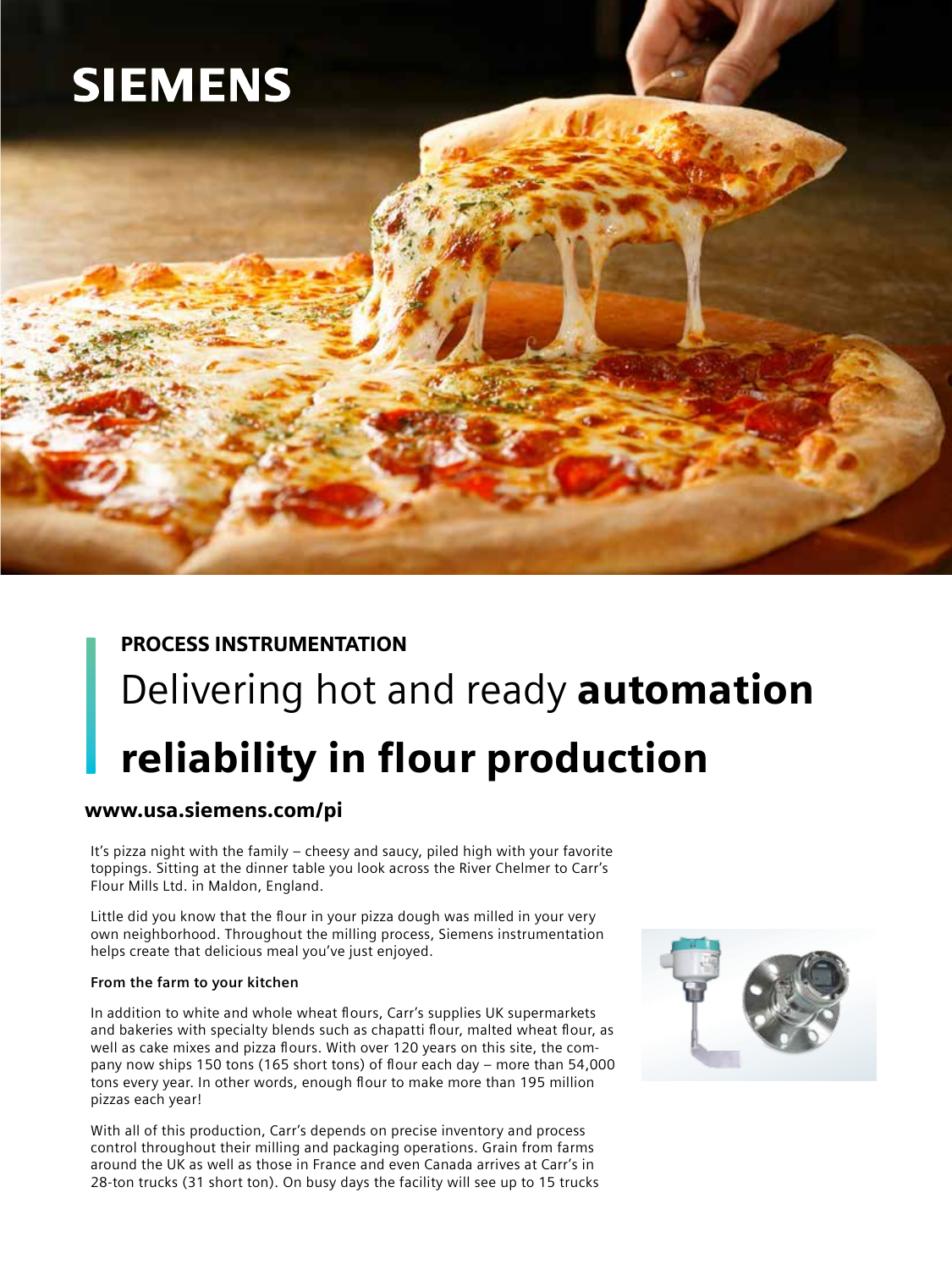SIEMENS

**PROCESS INSTRUMENTATION**

# Delivering hot and ready **automation reliability in flour production**

**www.usa.siemens.com/pi**

It's pizza night with the family – cheesy and saucy, piled high with your favorite toppings. Sitting at the dinner table you look across the River Chelmer to Carr's Flour Mills Ltd. in Maldon, England.

Little did you know that the flour in your pizza dough was milled in your very own neighborhood. Throughout the milling process, Siemens instrumentation helps create that delicious meal you've just enjoyed.

**From the farm to your kitchen**

In addition to white and whole wheat flours, Carr's supplies UK supermarkets and bakeries with specialty blends such as chapatti flour, malted wheat flour, as well as cake mixes and pizza flours. With over 120 years on this site, the company now ships 150 tons (165 short tons) of flour each day – more than 54,000 tons every year. In other words, enough flour to make more than 195 million pizzas each year!

With all of this production, Carr's depends on precise inventory and process control throughout their milling and packaging operations. Grain from farms around the UK as well as those in France and even Canada arrives at Carr's in 28-ton trucks (31 short ton). On busy days the facility will see up to 15 trucks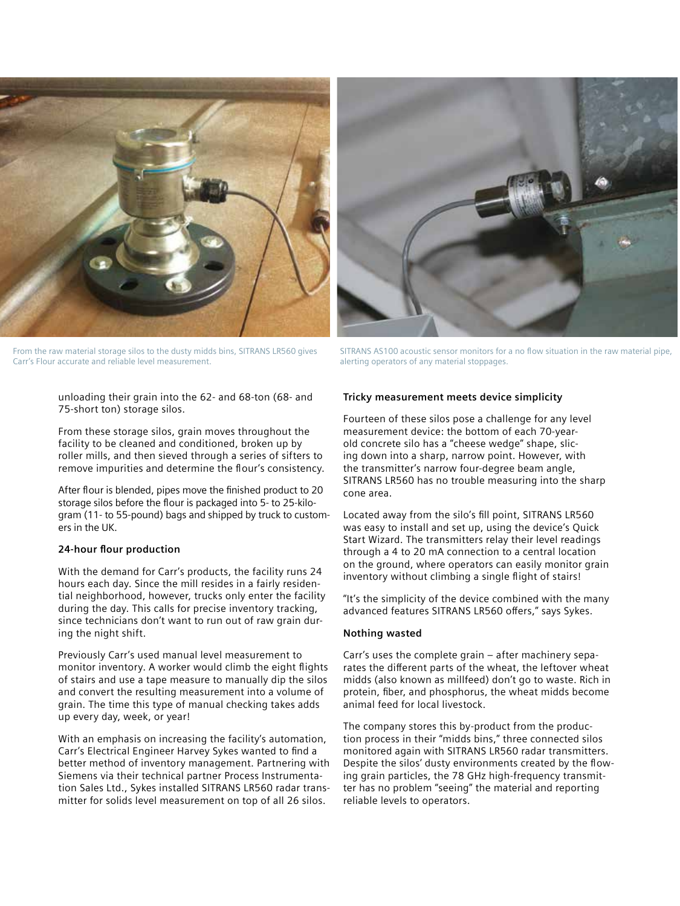From the raw material storage silos to the dusty midds bins, SITRANS LR560 gives Carr's Flour accurate and reliable level measurement.

SITRANS AS100 acoustic sensor monitors for a no flow situation in the raw material pipe, alerting operators of any material stoppages.

unloading their grain into the 62- and 68-ton (68- and 75-short ton) storage silos.

From these storage silos, grain moves throughout the facility to be cleaned and conditioned, broken up by roller mills, and then sieved through a series of sifters to remove impurities and determine the flour's consistency.

After flour is blended, pipes move the finished product to 20 storage silos before the flour is packaged into 5- to 25-kilogram (11- to 55-pound) bags and shipped by truck to customers in the UK.

**24-hour flour production**

With the demand for Carr's products, the facility runs 24 hours each day. Since the mill resides in a fairly residential neighborhood, however, trucks only enter the facility during the day. This calls for precise inventory tracking, since technicians don't want to run out of raw grain during the night shift.

Previously Carr's used manual level measurement to monitor inventory. A worker would climb the eight flights of stairs and use a tape measure to manually dip the silos and convert the resulting measurement into a volume of grain. The time this type of manual checking takes adds up every day, week, or year!

With an emphasis on increasing the facility's automation, Carr's Electrical Engineer Harvey Sykes wanted to find a better method of inventory management. Partnering with Siemens via their technical partner Process Instrumentation Sales Ltd., Sykes installed SITRANS LR560 radar transmitter for solids level measurement on top of all 26 silos.

**Tricky measurement meets device simplicity**

Fourteen of these silos pose a challenge for any level measurement device: the bottom of each 70-year-old concrete silo has a "cheese wedge" shape, slicing down into a sharp, narrow point. However, with the transmitter's narrow four-degree beam angle, SITRANS LR560 has no trouble measuring into the sharp cone area.

Located away from the silo's fill point, SITRANS LR560 was easy to install and set up, using the device's Quick Start Wizard. The transmitters relay their level readings through a 4 to 20 mA connection to a central location on the ground, where operators can easily monitor grain inventory without climbing a single flight of stairs!

"It's the simplicity of the device combined with the many advanced features SITRANS LR560 offers," says Sykes.

**Nothing wasted**

Carr's uses the complete grain – after machinery separates the different parts of the wheat, the leftover wheat midds (also known as millfeed) don't go to waste. Rich in protein, fiber, and phosphorus, the wheat midds become animal feed for local livestock.

The company stores this by-product from the production process in their "midds bins," three connected silos monitored again with SITRANS LR560 radar transmitters. Despite the silos' dusty environments created by the flowing grain particles, the 78 GHz high-frequency transmitter has no problem "seeing" the material and reporting reliable levels to operators.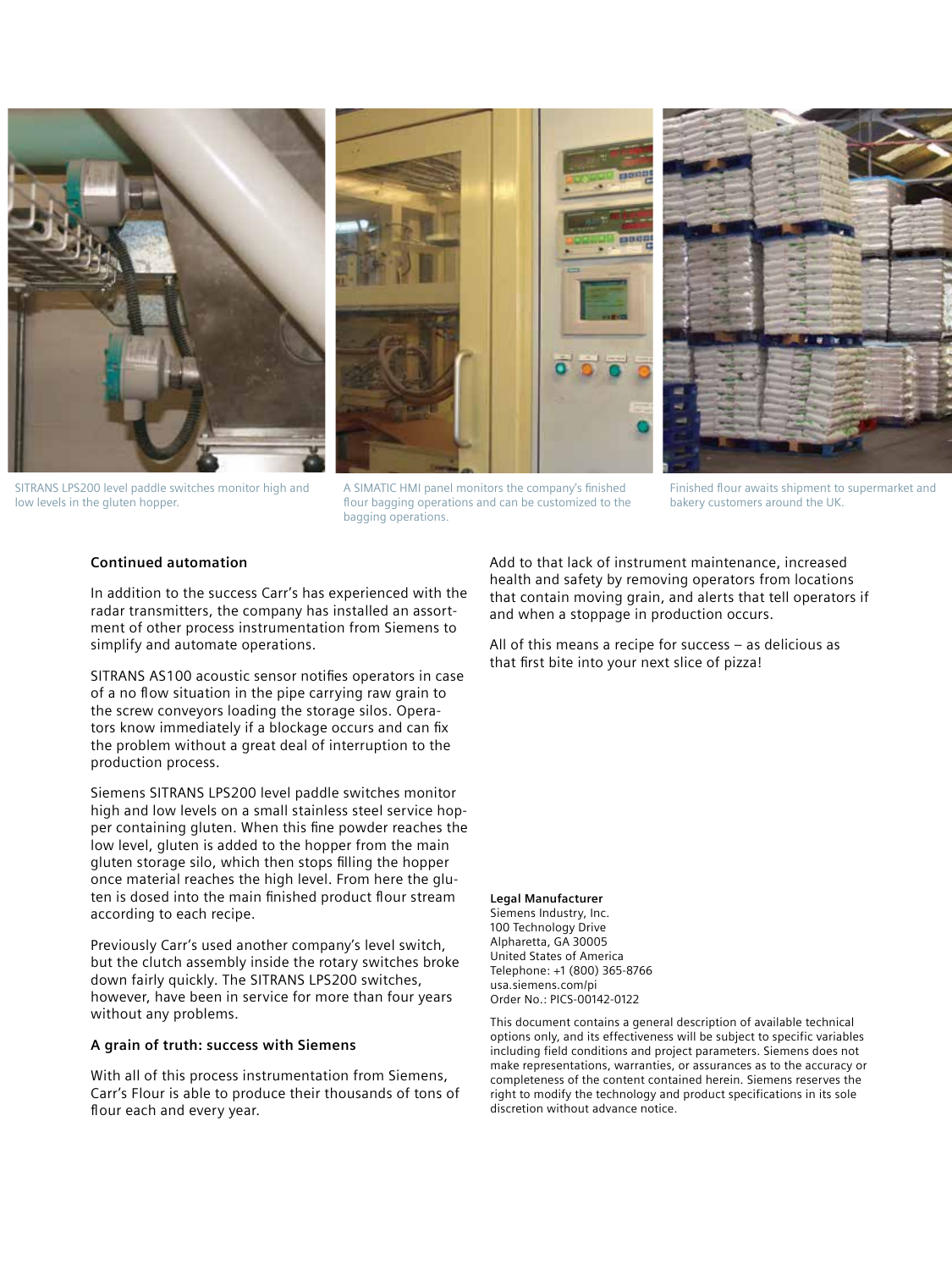SITRANS LPS200 level paddle switches monitor high and low levels in the gluten hopper.

A SIMATIC HMI panel monitors the company's finished flour bagging operations and can be customized to the bagging operations.

Finished flour awaits shipment to supermarket and bakery customers around the UK.

**Continued automation**

In addition to the success Carr's has experienced with the radar transmitters, the company has installed an assortment of other process instrumentation from Siemens to simplify and automate operations.

SITRANS AS100 acoustic sensor notifies operators in case of a no flow situation in the pipe carrying raw grain to the screw conveyors loading the storage silos. Operators know immediately if a blockage occurs and can fix the problem without a great deal of interruption to the production process.

Siemens SITRANS LPS200 level paddle switches monitor high and low levels on a small stainless steel service hopper containing gluten. When this fine powder reaches the low level, gluten is added to the hopper from the main gluten storage silo, which then stops filling the hopper once material reaches the high level. From here the gluten is dosed into the main finished product flour stream according to each recipe.

Previously Carr's used another company's level switch, but the clutch assembly inside the rotary switches broke down fairly quickly. The SITRANS LPS200 switches, however, have been in service for more than four years without any problems.

**A grain of truth: success with Siemens**

With all of this process instrumentation from Siemens, Carr's Flour is able to produce their thousands of tons of flour each and every year.

Add to that lack of instrument maintenance, increased health and safety by removing operators from locations that contain moving grain, and alerts that tell operators if and when a stoppage in production occurs.

All of this means a recipe for success – as delicious as that first bite into your next slice of pizza!

**Legal Manufacturer**
Siemens Industry, Inc.
100 Technology Drive
Alpharetta, GA 30005
United States of America
Telephone: +1 (800) 365-8766
usa.siemens.com/pi
Order No.: PICS-00142-0122

This document contains a general description of available technical options only, and its effectiveness will be subject to specific variables including field conditions and project parameters. Siemens does not make representations, warranties, or assurances as to the accuracy or completeness of the content contained herein. Siemens reserves the right to modify the technology and product specifications in its sole discretion without advance notice.